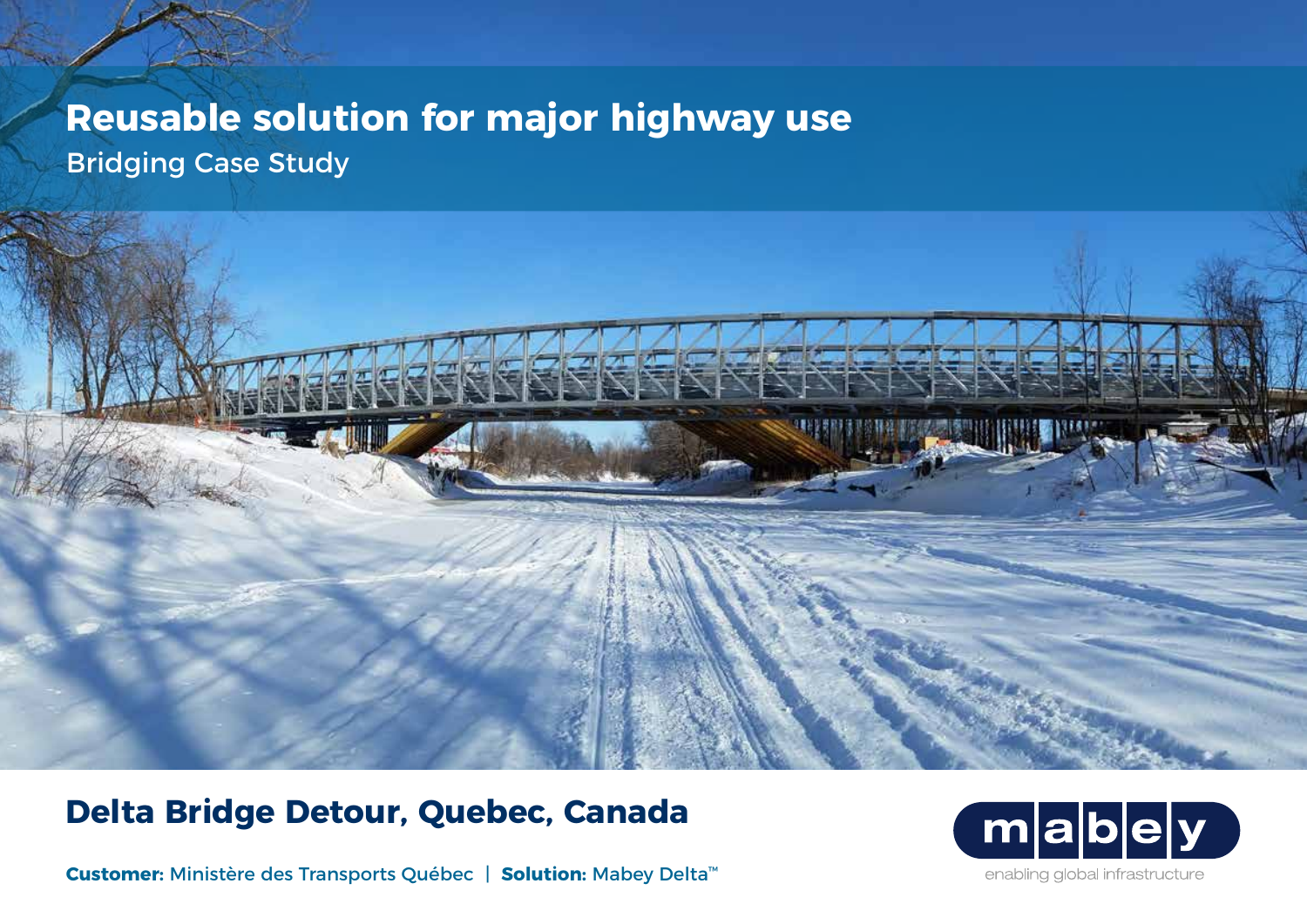# Reusable solution for major highway use

Bridging Case Study

## Delta Bridge Detour, Quebec, Canada

**Customer:** Ministère des Transports Québec | **Solution:** Mabey Delta™

mabey

enabling global infrastructure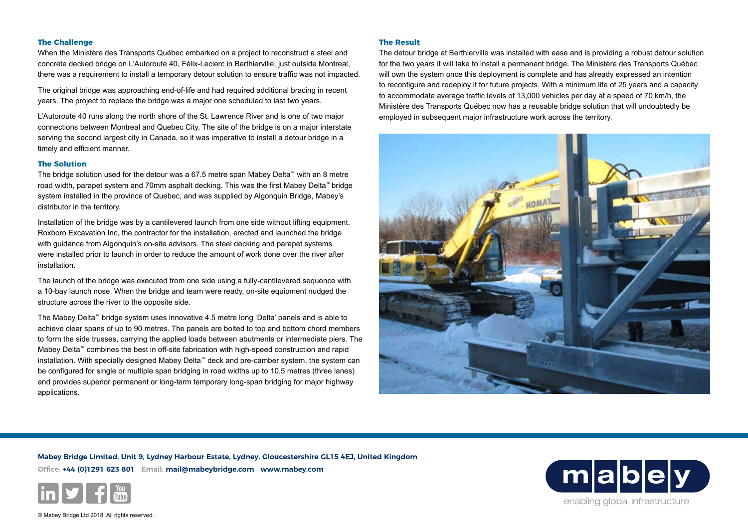## The Challenge

When the Ministère des Transports Québec embarked on a project to reconstruct a steel and concrete decked bridge on L'Autoroute 40, Félix-Leclerc in Berthierville, just outside Montreal, there was a requirement to install a temporary detour solution to ensure traffic was not impacted.

The original bridge was approaching end-of-life and had required additional bracing in recent years. The project to replace the bridge was a major one scheduled to last two years.

L'Autoroute 40 runs along the north shore of the St. Lawrence River and is one of two major connections between Montreal and Quebec City. The site of the bridge is on a major interstate serving the second largest city in Canada, so it was imperative to install a detour bridge in a timely and efficient manner.

## The Solution

The bridge solution used for the detour was a 67.5 metre span Mabey Delta™ with an 8 metre road width, parapet system and 70mm asphalt decking. This was the first Mabey Delta™ bridge system installed in the province of Quebec, and was supplied by Algonquin Bridge, Mabey's distributor in the territory.

Installation of the bridge was by a cantilevered launch from one side without lifting equipment. Roxboro Excavation Inc, the contractor for the installation, erected and launched the bridge with guidance from Algonquin's on-site advisors. The steel decking and parapet systems were installed prior to launch in order to reduce the amount of work done over the river after installation.

The launch of the bridge was executed from one side using a fully-cantilevered sequence with a 10-bay launch nose. When the bridge and team were ready, on-site equipment nudged the structure across the river to the opposite side.

The Mabey Delta™ bridge system uses innovative 4.5 metre long 'Delta' panels and is able to achieve clear spans of up to 90 metres. The panels are bolted to top and bottom chord members to form the side trusses, carrying the applied loads between abutments or intermediate piers. The Mabey Delta™ combines the best in off-site fabrication with high-speed construction and rapid installation. With specially designed Mabey Delta™ deck and pre-camber system, the system can be configured for single or multiple span bridging in road widths up to 10.5 metres (three lanes) and provides superior permanent or long-term temporary long-span bridging for major highway applications.

## The Result

The detour bridge at Berthierville was installed with ease and is providing a robust detour solution for the two years it will take to install a permanent bridge. The Ministère des Transports Québec will own the system once this deployment is complete and has already expressed an intention to reconfigure and redeploy it for future projects. With a minimum life of 25 years and a capacity to accommodate average traffic levels of 13,000 vehicles per day at a speed of 70 km/h, the Ministère des Transports Québec now has a reusable bridge solution that will undoubtedly be employed in subsequent major infrastructure work across the territory.

**Mabey Bridge Limited, Unit 9, Lydney Harbour Estate, Lydney, Gloucestershire GL15 4EJ, United Kingdom**

Office: **+44 (0)1291 623 801** Email: **mail@mabeybridge.com** **www.mabey.com**

mabey — enabling global infrastructure

© Mabey Bridge Ltd 2018. All rights reserved.